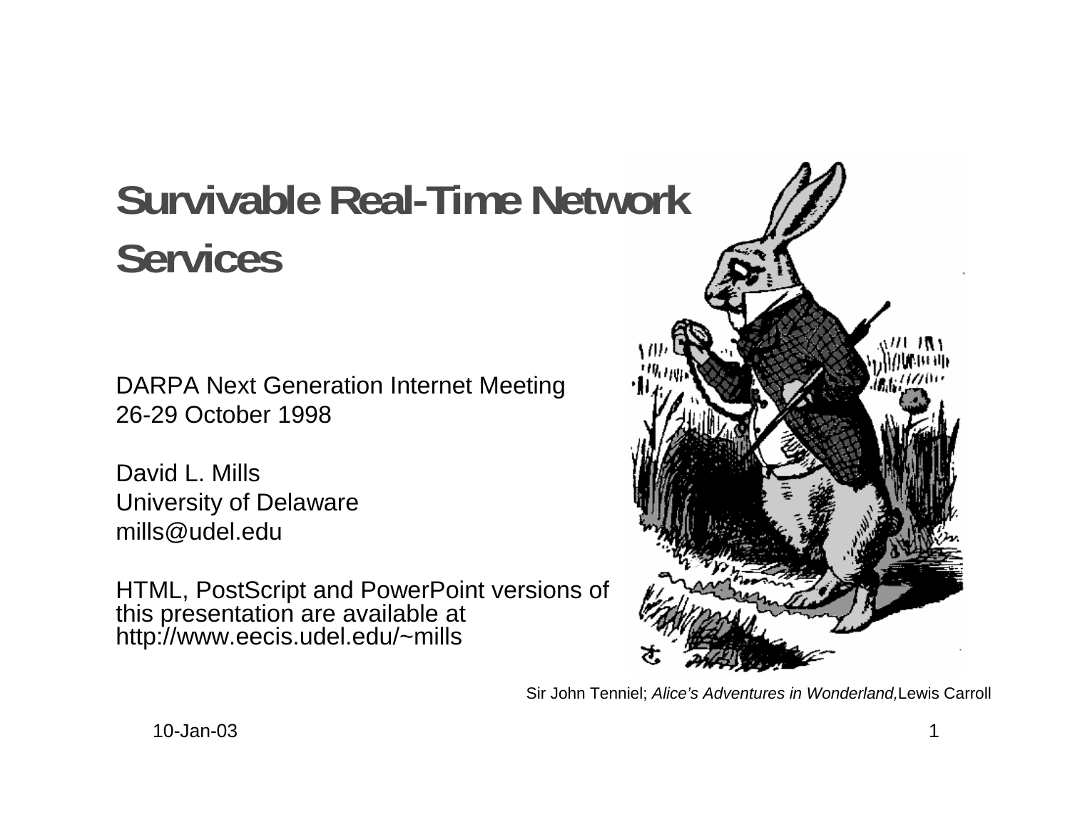# Survivable Real-Time Network Services

DARPA Next Generation Internet Meeting
26-29 October 1998

David L. Mills
University of Delaware
mills@udel.edu

HTML, PostScript and PowerPoint versions of this presentation are available at http://www.eecis.udel.edu/~mills

Sir John Tenniel; *Alice's Adventures in Wonderland,* Lewis Carroll

10-Jan-03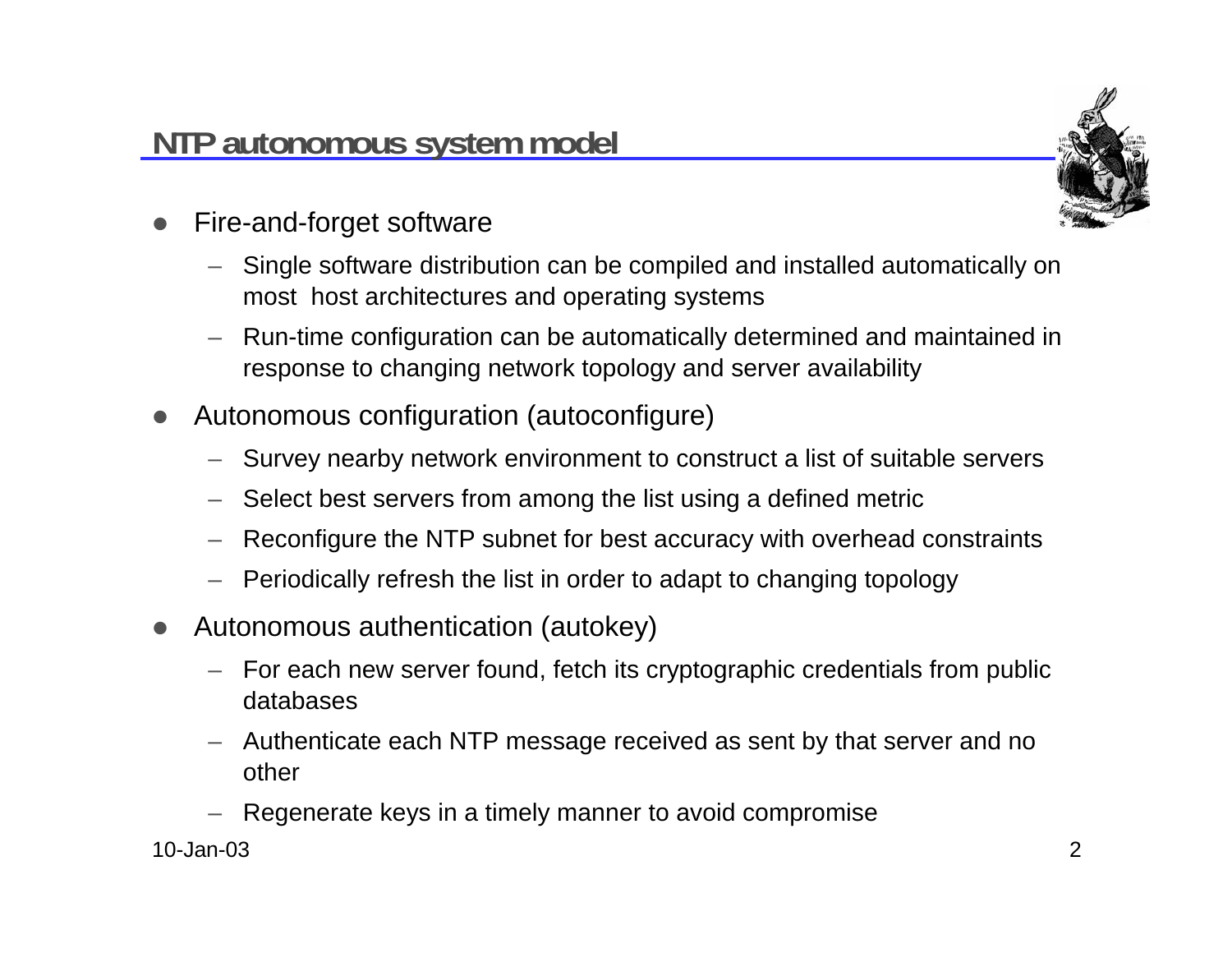# NTP autonomous system model

- Fire-and-forget software
  - Single software distribution can be compiled and installed automatically on most host architectures and operating systems
  - Run-time configuration can be automatically determined and maintained in response to changing network topology and server availability
- Autonomous configuration (autoconfigure)
  - Survey nearby network environment to construct a list of suitable servers
  - Select best servers from among the list using a defined metric
  - Reconfigure the NTP subnet for best accuracy with overhead constraints
  - Periodically refresh the list in order to adapt to changing topology
- Autonomous authentication (autokey)
  - For each new server found, fetch its cryptographic credentials from public databases
  - Authenticate each NTP message received as sent by that server and no other
  - Regenerate keys in a timely manner to avoid compromise

10-Jan-03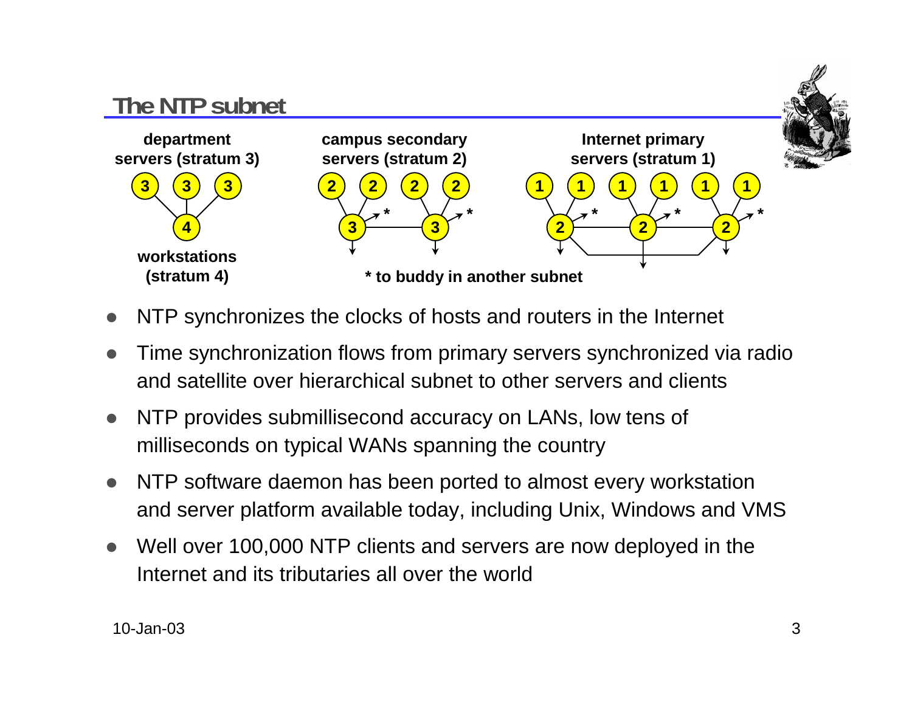# The NTP subnet

department servers (stratum 3)

campus secondary servers (stratum 2)

Internet primary servers (stratum 1)

workstations (stratum 4)

* to buddy in another subnet

- NTP synchronizes the clocks of hosts and routers in the Internet
- Time synchronization flows from primary servers synchronized via radio and satellite over hierarchical subnet to other servers and clients
- NTP provides submillisecond accuracy on LANs, low tens of milliseconds on typical WANs spanning the country
- NTP software daemon has been ported to almost every workstation and server platform available today, including Unix, Windows and VMS
- Well over 100,000 NTP clients and servers are now deployed in the Internet and its tributaries all over the world

10-Jan-03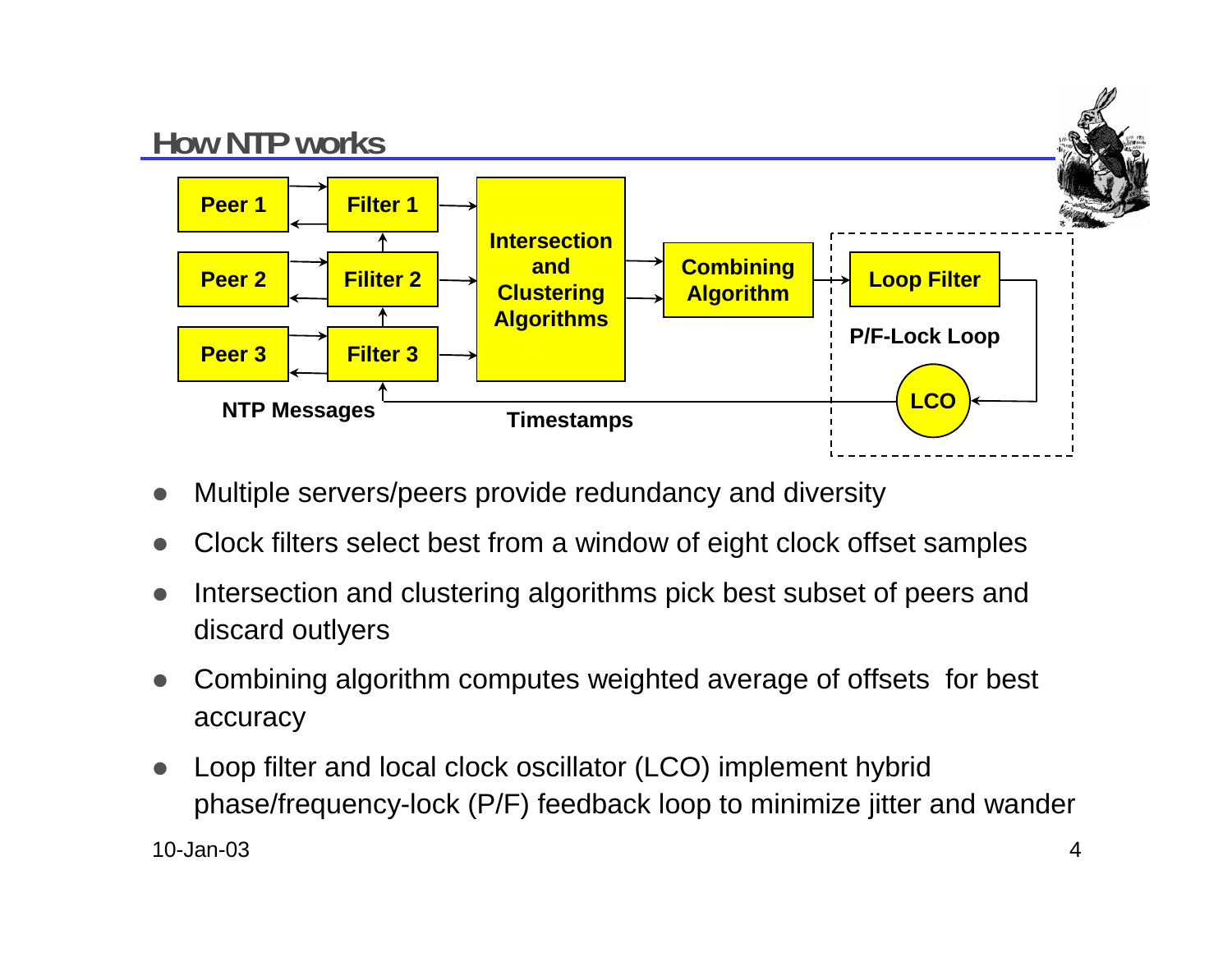# How NTP works

Peer 1 | Filter 1
Peer 2 | Filiter 2
Peer 3 | Filter 3

Intersection and Clustering Algorithms

Combining Algorithm

Loop Filter

P/F-Lock Loop

LCO

NTP Messages

Timestamps

- Multiple servers/peers provide redundancy and diversity
- Clock filters select best from a window of eight clock offset samples
- Intersection and clustering algorithms pick best subset of peers and discard outlyers
- Combining algorithm computes weighted average of offsets for best accuracy
- Loop filter and local clock oscillator (LCO) implement hybrid phase/frequency-lock (P/F) feedback loop to minimize jitter and wander

10-Jan-03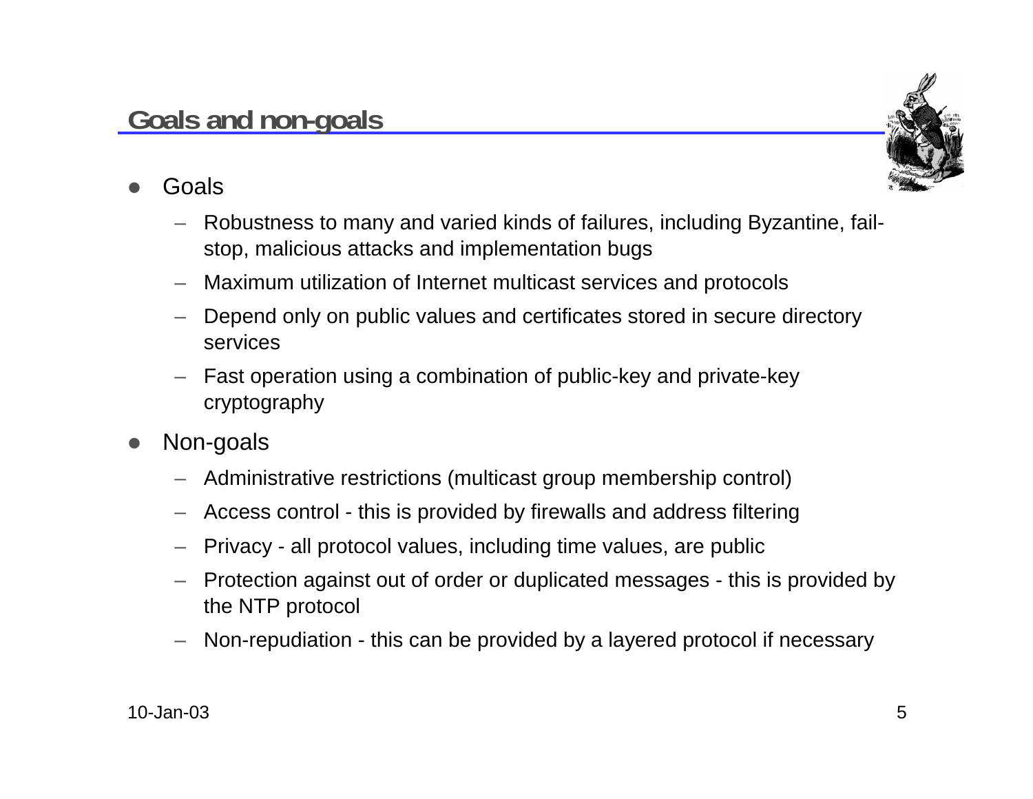## Goals and non-goals

- Goals
  - Robustness to many and varied kinds of failures, including Byzantine, fail-stop, malicious attacks and implementation bugs
  - Maximum utilization of Internet multicast services and protocols
  - Depend only on public values and certificates stored in secure directory services
  - Fast operation using a combination of public-key and private-key cryptography
- Non-goals
  - Administrative restrictions (multicast group membership control)
  - Access control - this is provided by firewalls and address filtering
  - Privacy - all protocol values, including time values, are public
  - Protection against out of order or duplicated messages - this is provided by the NTP protocol
  - Non-repudiation - this can be provided by a layered protocol if necessary

10-Jan-03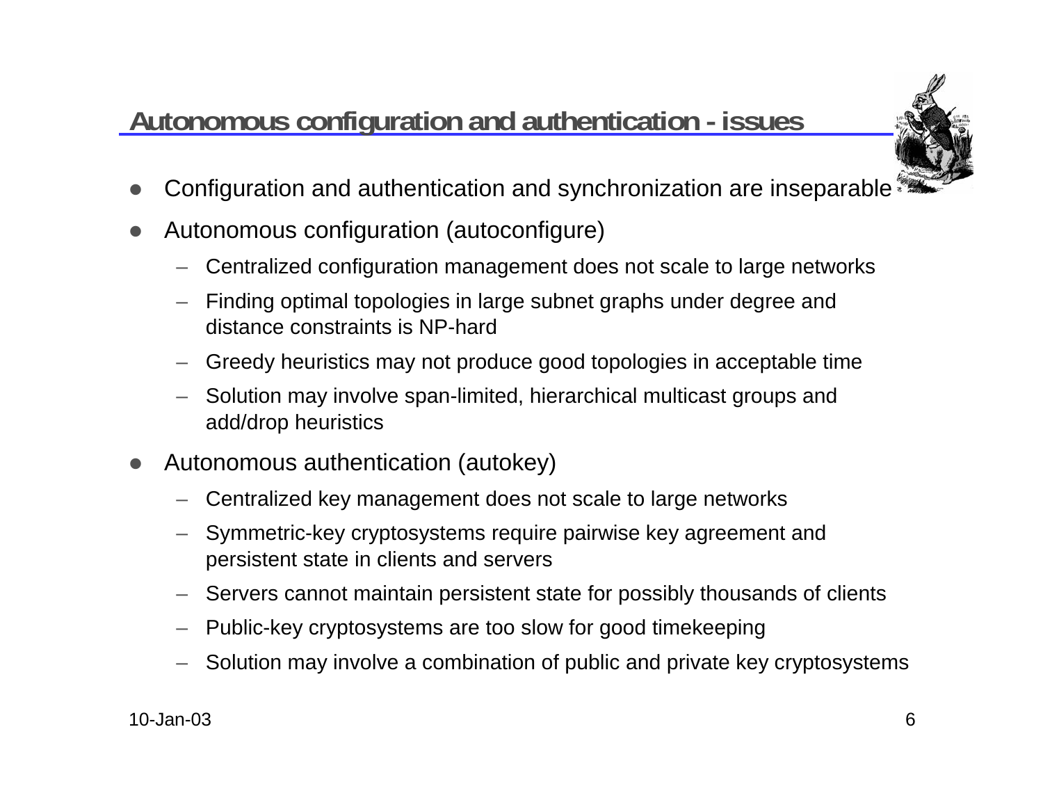## Autonomous configuration and authentication - issues

- Configuration and authentication and synchronization are inseparable
- Autonomous configuration (autoconfigure)
  - Centralized configuration management does not scale to large networks
  - Finding optimal topologies in large subnet graphs under degree and distance constraints is NP-hard
  - Greedy heuristics may not produce good topologies in acceptable time
  - Solution may involve span-limited, hierarchical multicast groups and add/drop heuristics
- Autonomous authentication (autokey)
  - Centralized key management does not scale to large networks
  - Symmetric-key cryptosystems require pairwise key agreement and persistent state in clients and servers
  - Servers cannot maintain persistent state for possibly thousands of clients
  - Public-key cryptosystems are too slow for good timekeeping
  - Solution may involve a combination of public and private key cryptosystems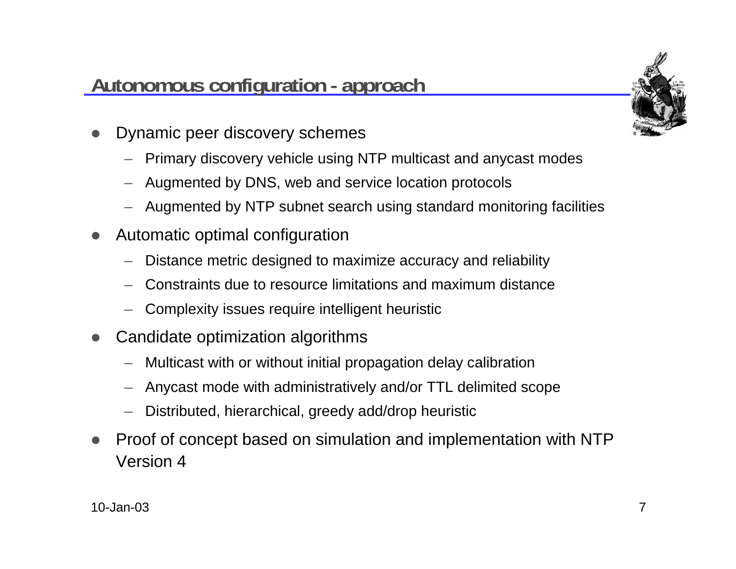## Autonomous configuration - approach

- Dynamic peer discovery schemes
  - Primary discovery vehicle using NTP multicast and anycast modes
  - Augmented by DNS, web and service location protocols
  - Augmented by NTP subnet search using standard monitoring facilities
- Automatic optimal configuration
  - Distance metric designed to maximize accuracy and reliability
  - Constraints due to resource limitations and maximum distance
  - Complexity issues require intelligent heuristic
- Candidate optimization algorithms
  - Multicast with or without initial propagation delay calibration
  - Anycast mode with administratively and/or TTL delimited scope
  - Distributed, hierarchical, greedy add/drop heuristic
- Proof of concept based on simulation and implementation with NTP Version 4

10-Jan-03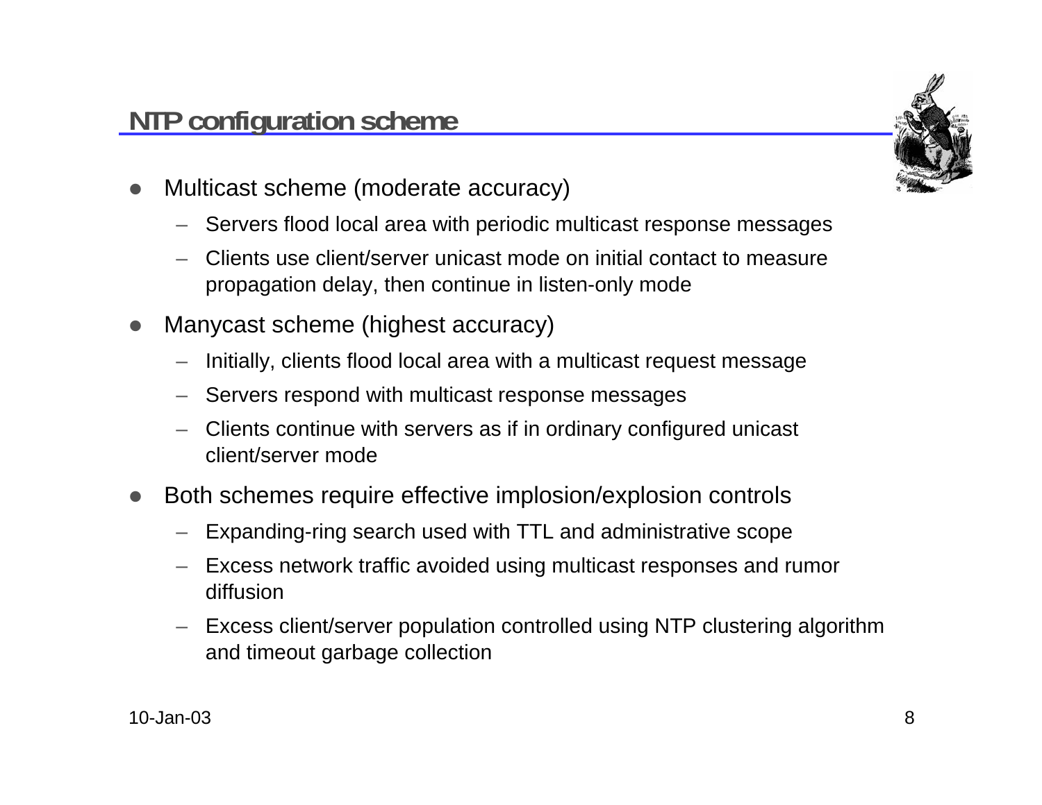## NTP configuration scheme

- Multicast scheme (moderate accuracy)
  - Servers flood local area with periodic multicast response messages
  - Clients use client/server unicast mode on initial contact to measure propagation delay, then continue in listen-only mode
- Manycast scheme (highest accuracy)
  - Initially, clients flood local area with a multicast request message
  - Servers respond with multicast response messages
  - Clients continue with servers as if in ordinary configured unicast client/server mode
- Both schemes require effective implosion/explosion controls
  - Expanding-ring search used with TTL and administrative scope
  - Excess network traffic avoided using multicast responses and rumor diffusion
  - Excess client/server population controlled using NTP clustering algorithm and timeout garbage collection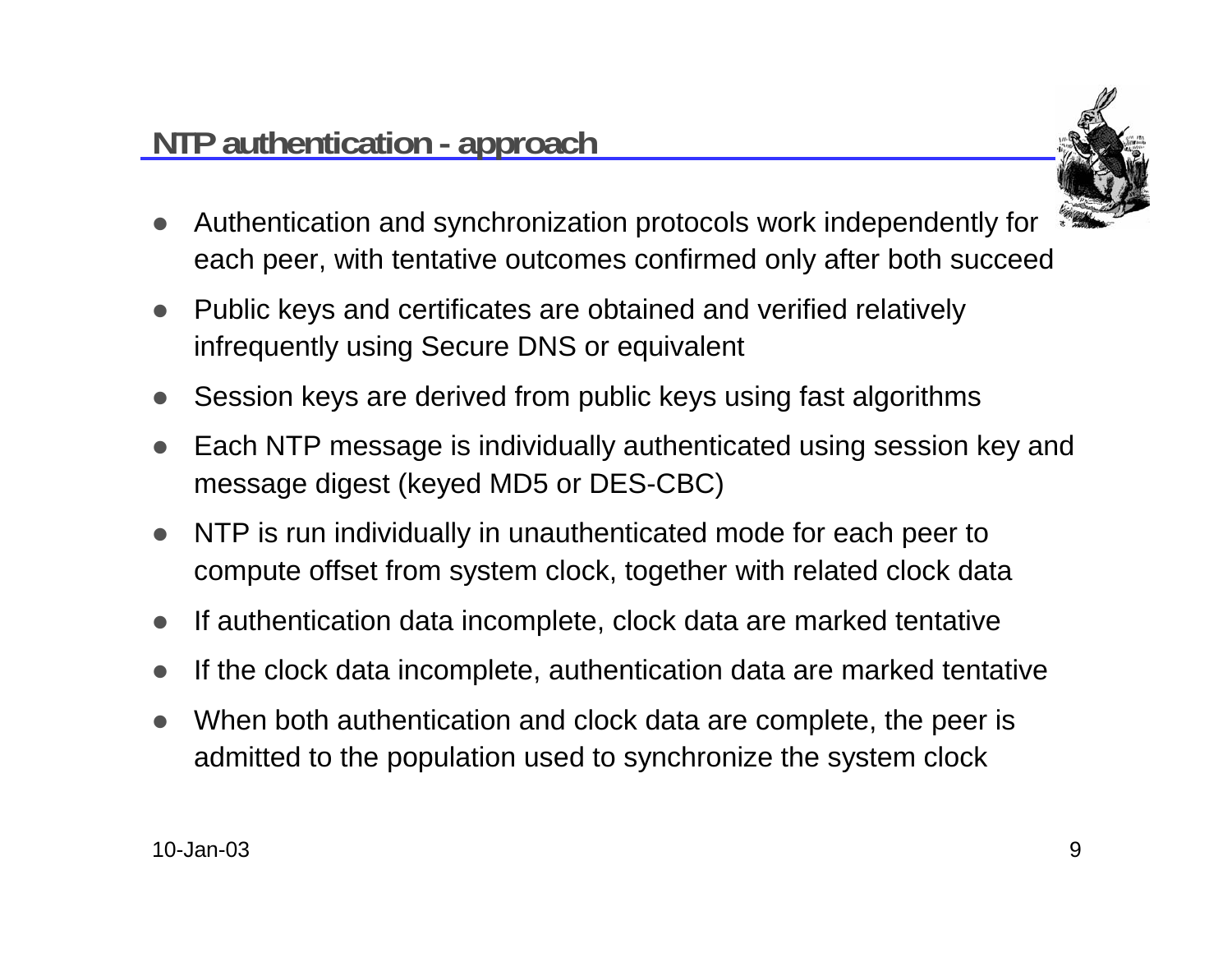## NTP authentication - approach

- Authentication and synchronization protocols work independently for each peer, with tentative outcomes confirmed only after both succeed
- Public keys and certificates are obtained and verified relatively infrequently using Secure DNS or equivalent
- Session keys are derived from public keys using fast algorithms
- Each NTP message is individually authenticated using session key and message digest (keyed MD5 or DES-CBC)
- NTP is run individually in unauthenticated mode for each peer to compute offset from system clock, together with related clock data
- If authentication data incomplete, clock data are marked tentative
- If the clock data incomplete, authentication data are marked tentative
- When both authentication and clock data are complete, the peer is admitted to the population used to synchronize the system clock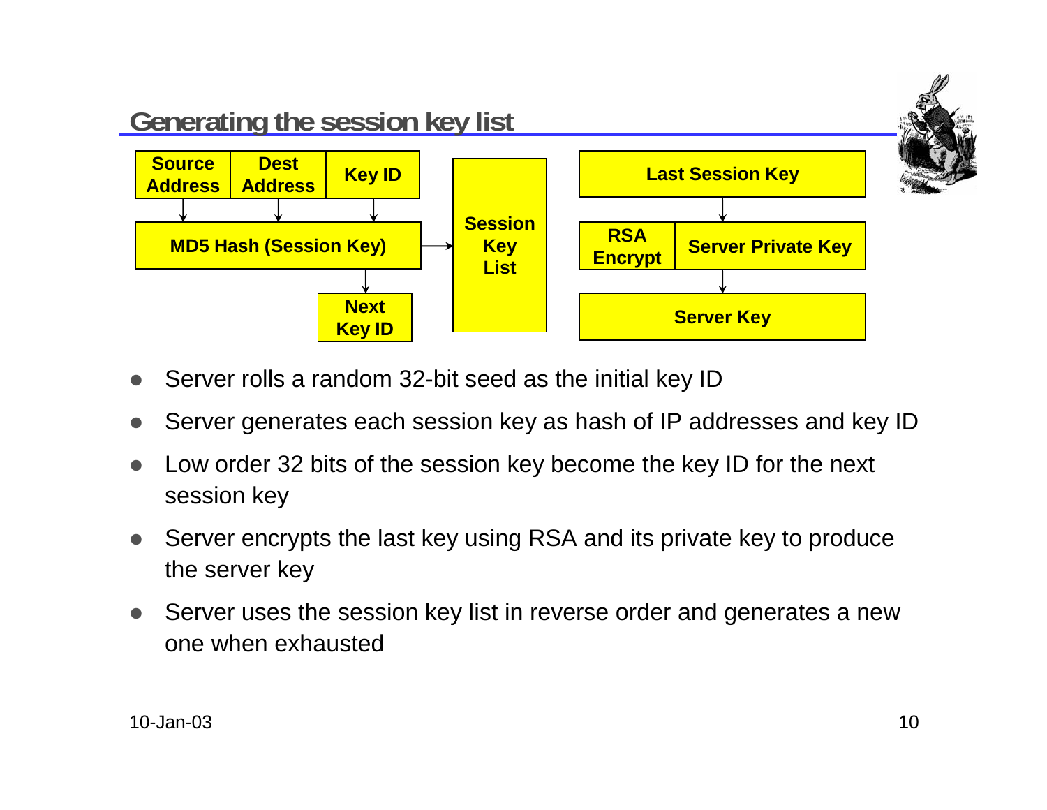## Generating the session key list

| Source Address | Dest Address | Key ID |
|---|---|---|

↓

MD5 Hash (Session Key) → Session Key List

↓

Next Key ID

Last Session Key

↓

RSA Encrypt | Server Private Key

↓

Server Key

- Server rolls a random 32-bit seed as the initial key ID
- Server generates each session key as hash of IP addresses and key ID
- Low order 32 bits of the session key become the key ID for the next session key
- Server encrypts the last key using RSA and its private key to produce the server key
- Server uses the session key list in reverse order and generates a new one when exhausted

10-Jan-03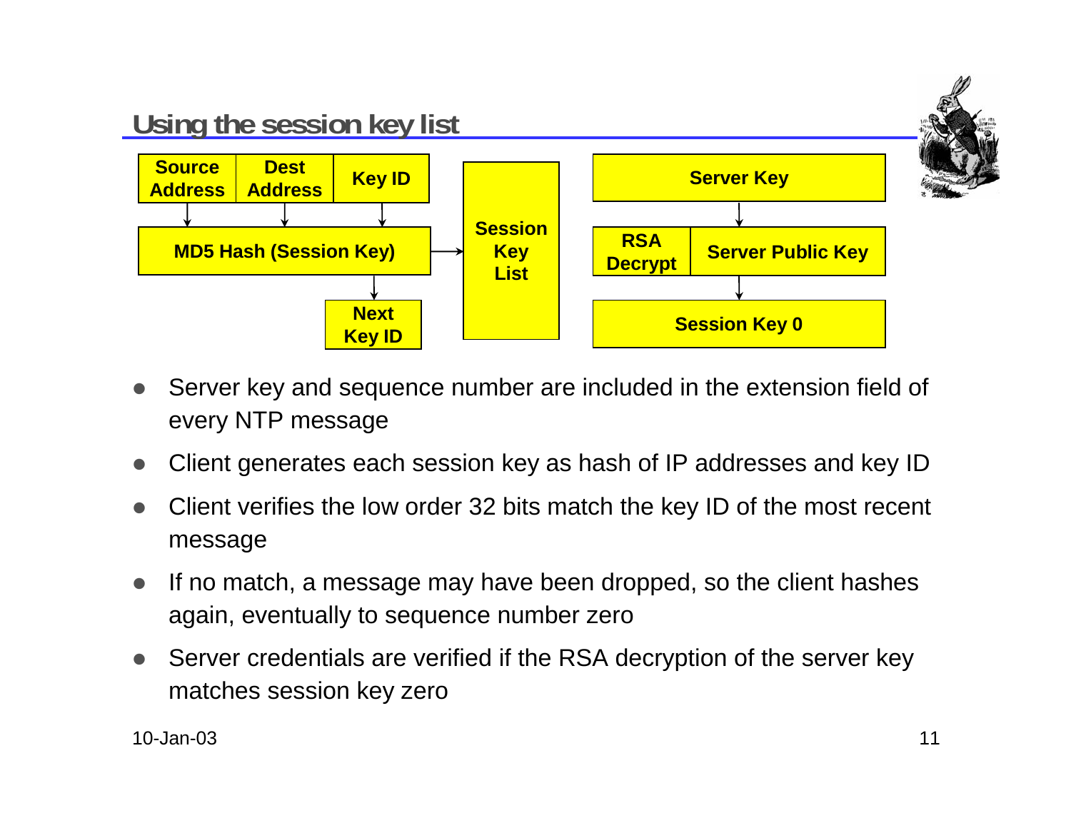## Using the session key list

Source Address | Dest Address | Key ID → MD5 Hash (Session Key) → Session Key List

MD5 Hash (Session Key) → Next Key ID

Server Key → RSA Decrypt | Server Public Key → Session Key 0

- Server key and sequence number are included in the extension field of every NTP message
- Client generates each session key as hash of IP addresses and key ID
- Client verifies the low order 32 bits match the key ID of the most recent message
- If no match, a message may have been dropped, so the client hashes again, eventually to sequence number zero
- Server credentials are verified if the RSA decryption of the server key matches session key zero

10-Jan-03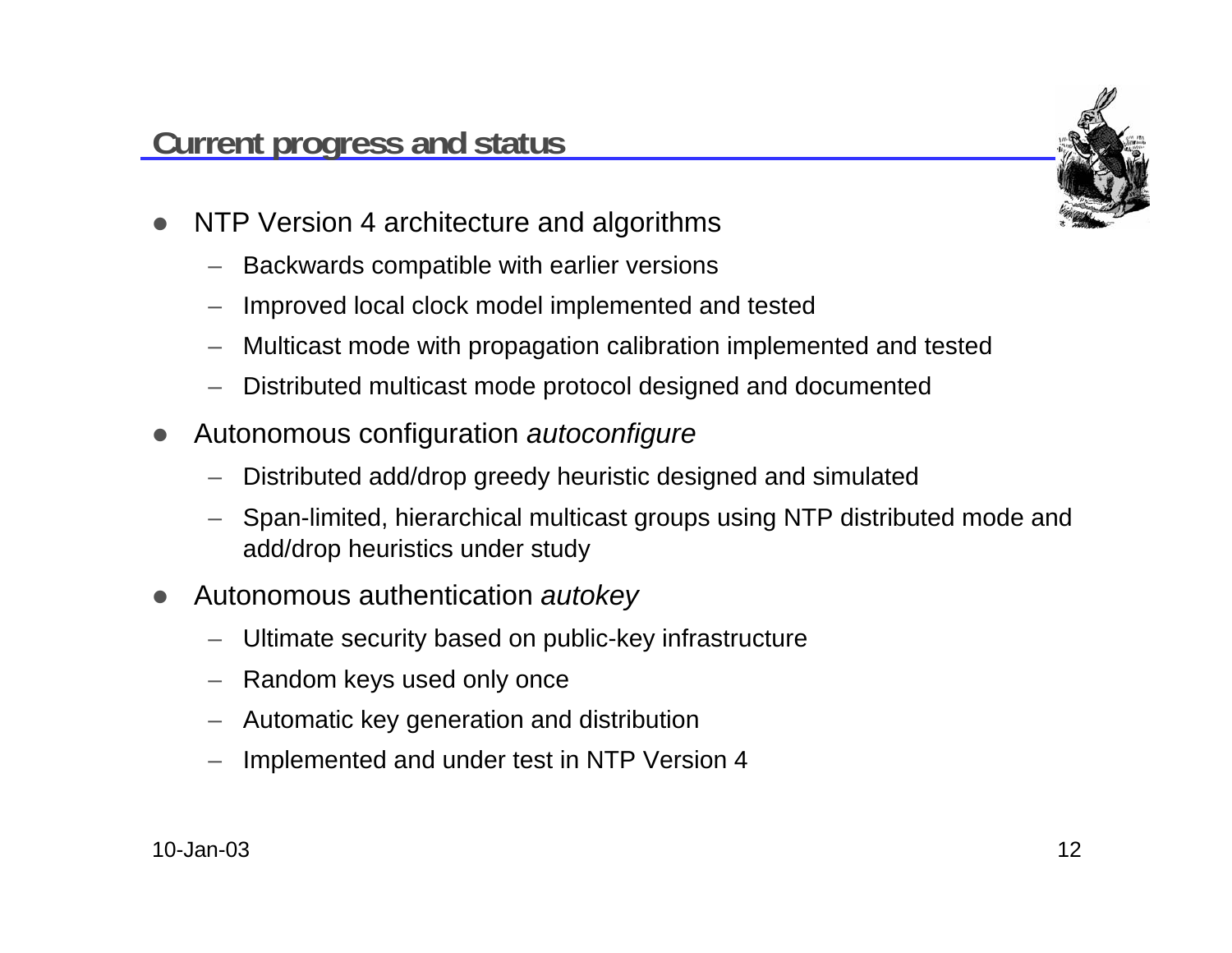## Current progress and status

- NTP Version 4 architecture and algorithms
  - Backwards compatible with earlier versions
  - Improved local clock model implemented and tested
  - Multicast mode with propagation calibration implemented and tested
  - Distributed multicast mode protocol designed and documented
- Autonomous configuration *autoconfigure*
  - Distributed add/drop greedy heuristic designed and simulated
  - Span-limited, hierarchical multicast groups using NTP distributed mode and add/drop heuristics under study
- Autonomous authentication *autokey*
  - Ultimate security based on public-key infrastructure
  - Random keys used only once
  - Automatic key generation and distribution
  - Implemented and under test in NTP Version 4

10-Jan-03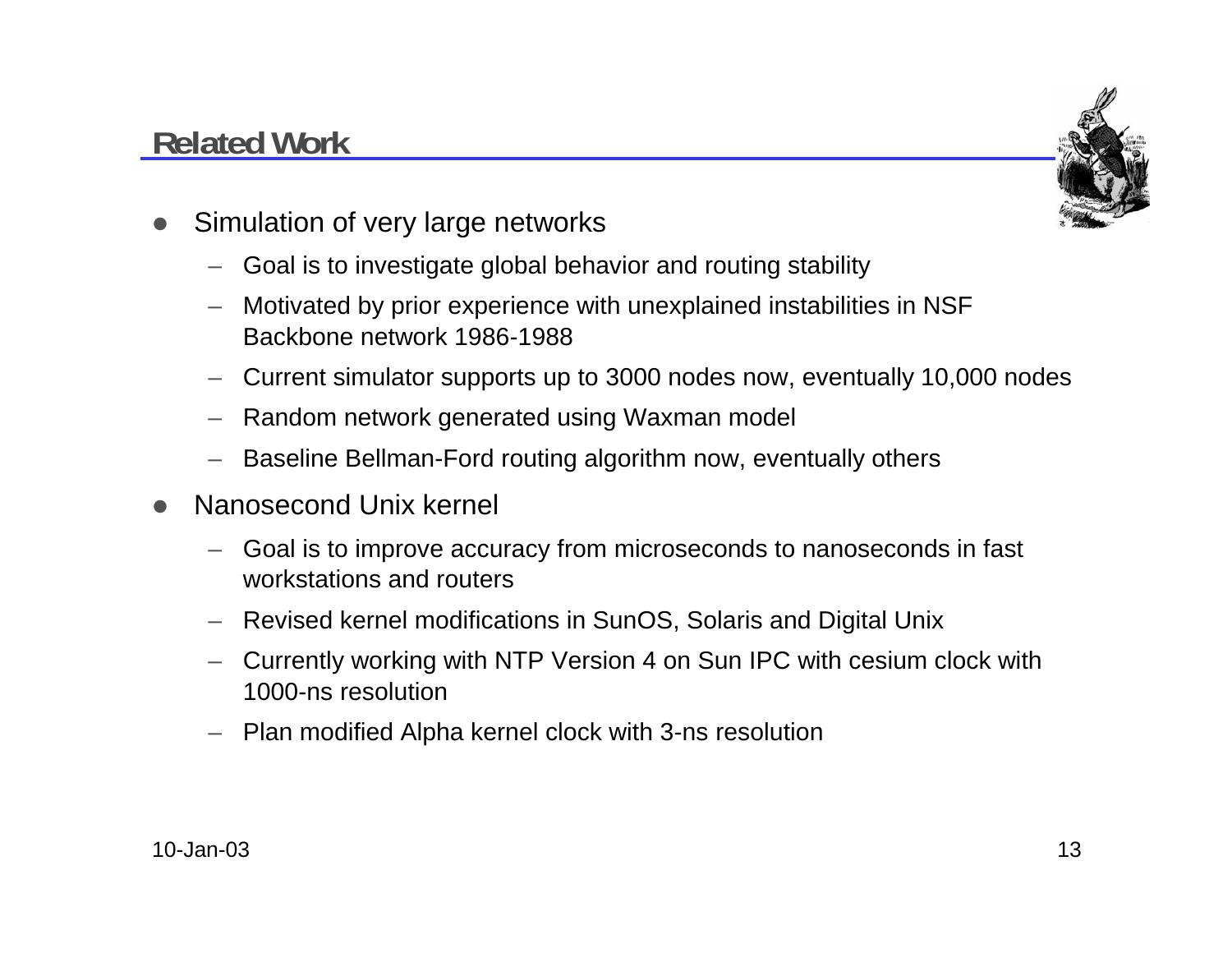## Related Work

- Simulation of very large networks
  - Goal is to investigate global behavior and routing stability
  - Motivated by prior experience with unexplained instabilities in NSF Backbone network 1986-1988
  - Current simulator supports up to 3000 nodes now, eventually 10,000 nodes
  - Random network generated using Waxman model
  - Baseline Bellman-Ford routing algorithm now, eventually others
- Nanosecond Unix kernel
  - Goal is to improve accuracy from microseconds to nanoseconds in fast workstations and routers
  - Revised kernel modifications in SunOS, Solaris and Digital Unix
  - Currently working with NTP Version 4 on Sun IPC with cesium clock with 1000-ns resolution
  - Plan modified Alpha kernel clock with 3-ns resolution

10-Jan-03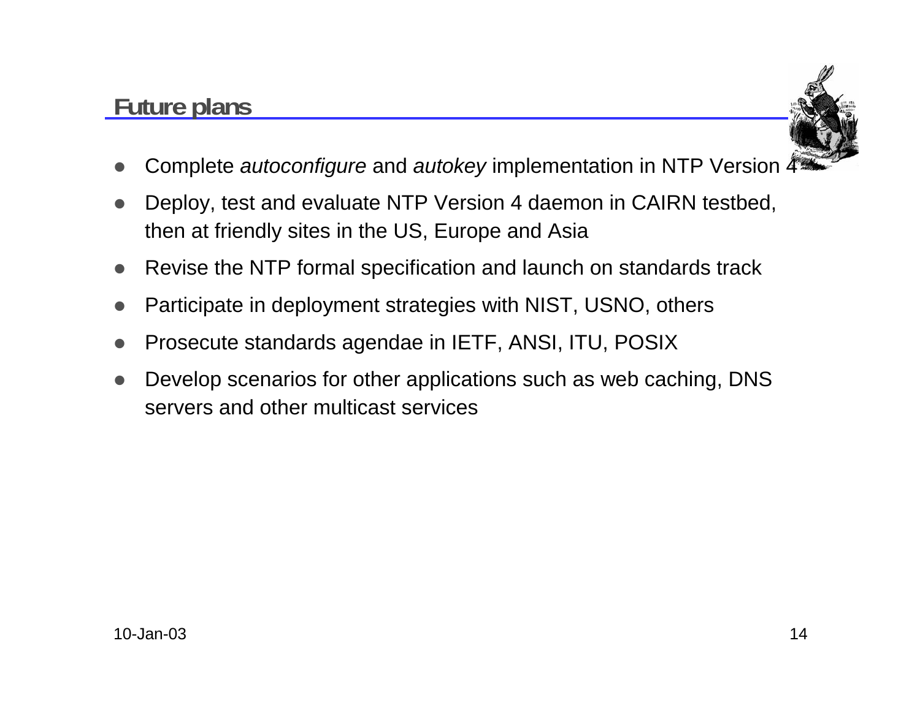## Future plans

- Complete *autoconfigure* and *autokey* implementation in NTP Version 4
- Deploy, test and evaluate NTP Version 4 daemon in CAIRN testbed, then at friendly sites in the US, Europe and Asia
- Revise the NTP formal specification and launch on standards track
- Participate in deployment strategies with NIST, USNO, others
- Prosecute standards agendae in IETF, ANSI, ITU, POSIX
- Develop scenarios for other applications such as web caching, DNS servers and other multicast services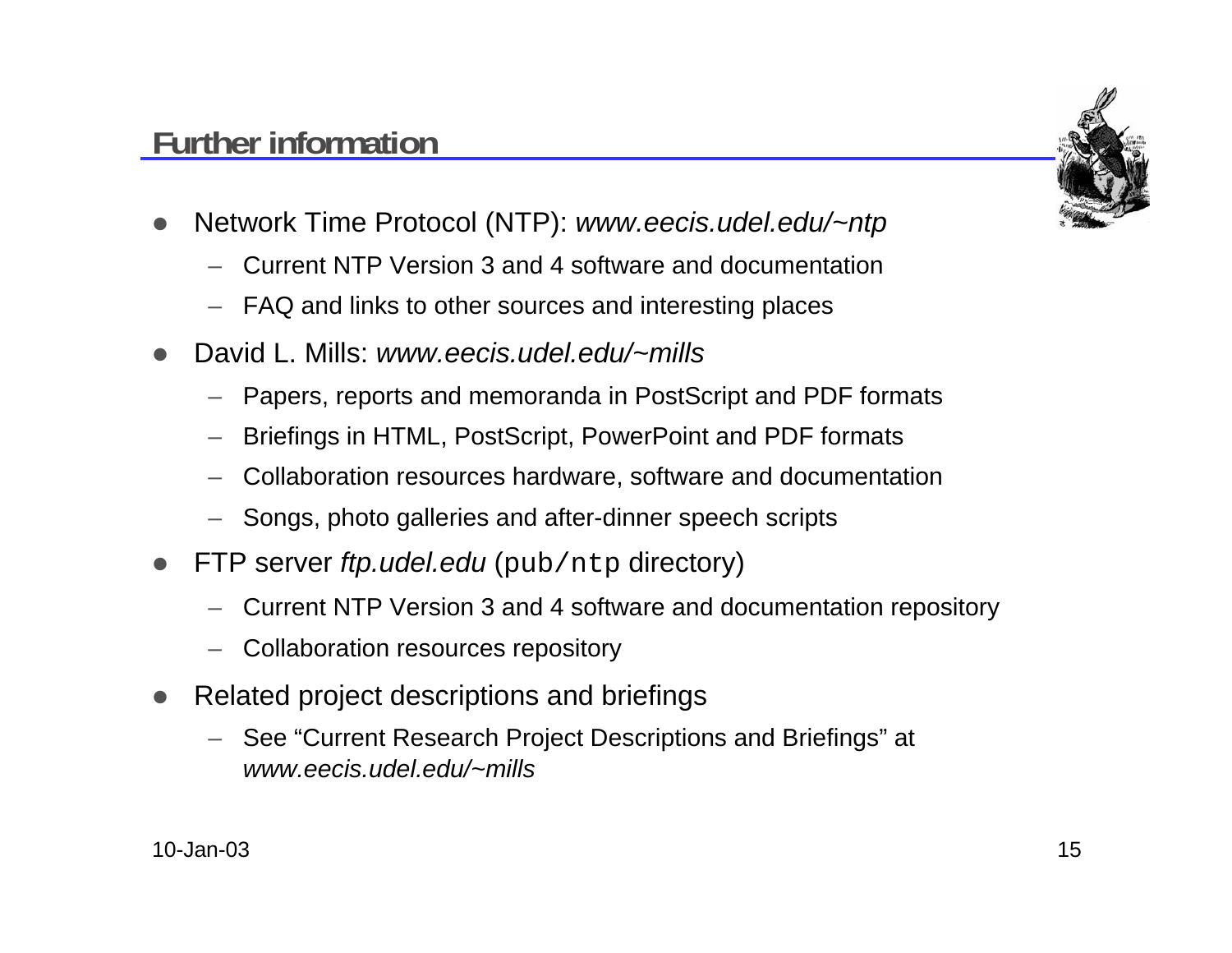## Further information

- Network Time Protocol (NTP): *www.eecis.udel.edu/~ntp*
  - Current NTP Version 3 and 4 software and documentation
  - FAQ and links to other sources and interesting places
- David L. Mills: *www.eecis.udel.edu/~mills*
  - Papers, reports and memoranda in PostScript and PDF formats
  - Briefings in HTML, PostScript, PowerPoint and PDF formats
  - Collaboration resources hardware, software and documentation
  - Songs, photo galleries and after-dinner speech scripts
- FTP server *ftp.udel.edu* (`pub/ntp` directory)
  - Current NTP Version 3 and 4 software and documentation repository
  - Collaboration resources repository
- Related project descriptions and briefings
  - See “Current Research Project Descriptions and Briefings” at *www.eecis.udel.edu/~mills*

10-Jan-03